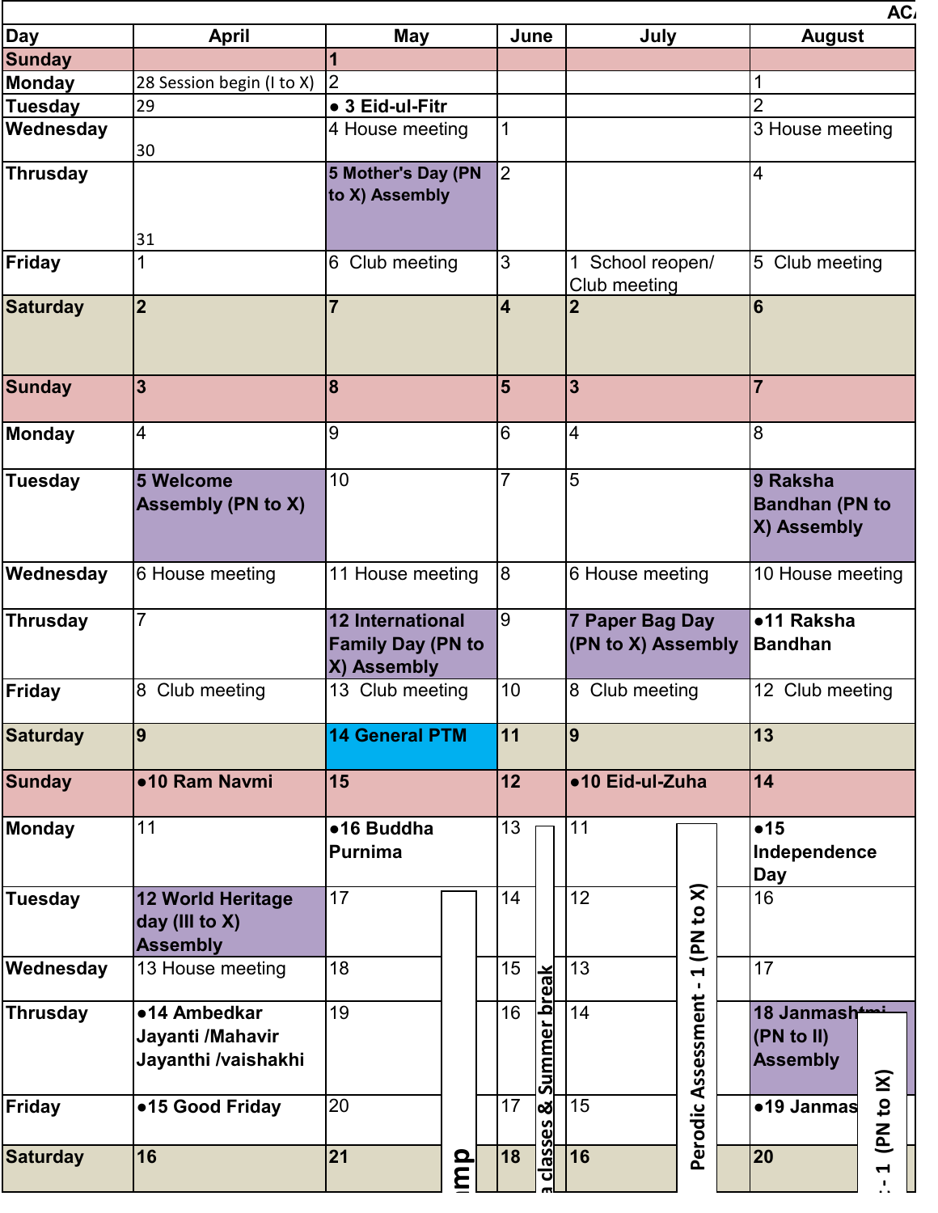AC

| Day | April | May | June | July | August |
|---|---|---|---|---|---|
| Sunday | | 1 | | | |
| Monday | 28 Session begin (I to X) | 2 | | | 1 |
| Tuesday | 29 | ● 3 Eid-ul-Fitr | | | 2 |
| Wednesday | 30 | 4 House meeting | 1 | | 3 House meeting |
| Thrusday | 31 | **5 Mother's Day (PN to X) Assembly** | 2 | | 4 |
| Friday | 1 | 6 Club meeting | 3 | 1 School reopen/ Club meeting | 5 Club meeting |
| Saturday | 2 | 7 | 4 | 2 | 6 |
| Sunday | 3 | 8 | 5 | 3 | 7 |
| Monday | 4 | 9 | 6 | 4 | 8 |
| Tuesday | **5 Welcome Assembly (PN to X)** | 10 | 7 | 5 | **9 Raksha Bandhan (PN to X) Assembly** |
| Wednesday | 6 House meeting | 11 House meeting | 8 | 6 House meeting | 10 House meeting |
| Thrusday | 7 | **12 International Family Day (PN to X) Assembly** | 9 | **7 Paper Bag Day (PN to X) Assembly** | **●11 Raksha Bandhan** |
| Friday | 8 Club meeting | 13 Club meeting | 10 | 8 Club meeting | 12 Club meeting |
| Saturday | 9 | **14 General PTM** | 11 | 9 | 13 |
| Sunday | **●10 Ram Navmi** | 15 | 12 | **●10 Eid-ul-Zuha** | 14 |
| Monday | 11 | **●16 Buddha Purnima** | 13 | 11 | **●15 Independence Day** |
| Tuesday | **12 World Heritage day (III to X) Assembly** | 17 | 14 | 12 | 16 |
| Wednesday | 13 House meeting | 18 | 15 | 13 | 17 |
| Thrusday | **●14 Ambedkar Jayanti /Mahavir Jayanthi /vaishakhi** | 19 | 16 | 14 | **18 Janmashtmi (PN to II) Assembly** |
| Friday | **●15 Good Friday** | 20 | 17 | 15 | **●19 Janmas** |
| Saturday | 16 | 21 | 18 | 16 | 20 |

Vertical labels: "...mp" (May, from 17 onward); "...a classes & Summer break" (June, from 13 onward); "Perodic Assessment - 1 (PN to X)" (July, from 11 onward); "...- 1 (PN to IX)" (August, from 18 onward)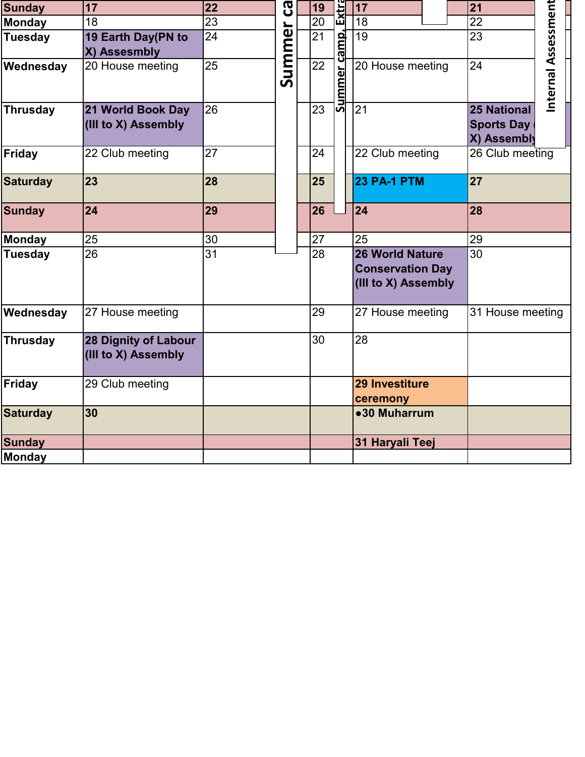| | | | | | | | | |
|---|---|---|---|---|---|---|---|---|
| **Sunday** | **17** | **22** | Summer ca | **19** | Summer camp, Extra | **17** | | **21** | Internal Assessment |
| **Monday** | 18 | 23 | | 20 | | 18 | | 22 | |
| **Tuesday** | **19 Earth Day(PN to X) Assesmbly** | 24 | | 21 | | 19 | | 23 | |
| **Wednesday** | 20 House meeting | 25 | | 22 | | 20 House meeting | | 24 | |
| **Thrusday** | **21 World Book Day (III to X) Assembly** | 26 | | 23 | | 21 | | **25 National Sports Day ( X) Assembly** | |
| **Friday** | 22 Club meeting | 27 | | 24 | | 22 Club meeting | | 26 Club meeting | |
| **Saturday** | **23** | **28** | | **25** | | **23 PA-1 PTM** | | **27** | |
| **Sunday** | **24** | **29** | | **26** | | **24** | | **28** | |
| **Monday** | 25 | 30 | | 27 | | 25 | | 29 | |
| **Tuesday** | 26 | 31 | | 28 | | **26 World Nature Conservation Day (III to X) Assembly** | | 30 | |
| **Wednesday** | 27 House meeting | | | 29 | | 27 House meeting | | 31 House meeting | |
| **Thrusday** | **28 Dignity of Labour (III to X) Assembly** | | | 30 | | 28 | | | |
| **Friday** | 29 Club meeting | | | | | **29 Investiture ceremony** | | | |
| **Saturday** | **30** | | | | | **●30 Muharrum** | | | |
| **Sunday** | | | | | | **31 Haryali Teej** | | | |
| **Monday** | | | | | | | | | |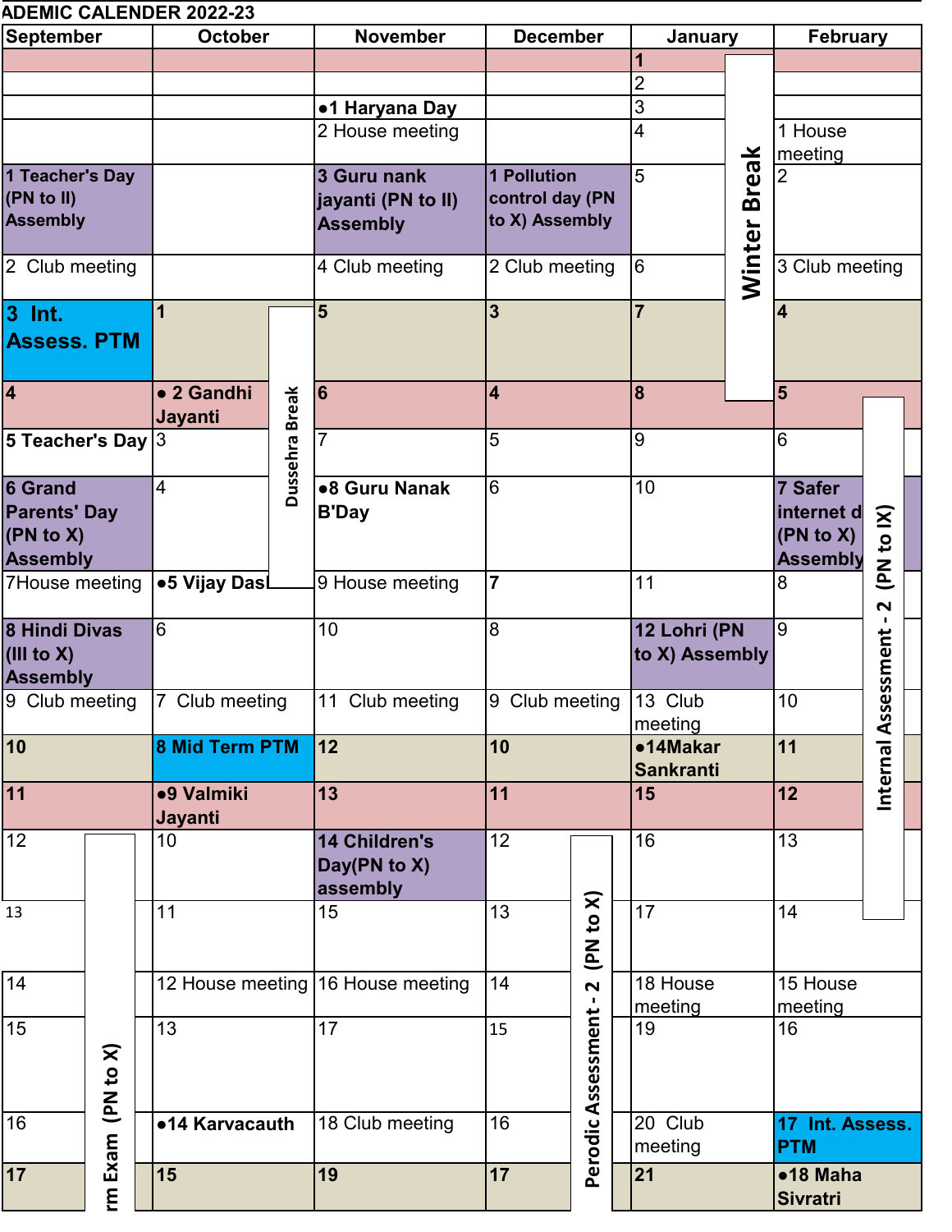ADEMIC CALENDER 2022-23

| September | October | November | December | January | February |
|---|---|---|---|---|---|
| | | | | 1 | |
| | | | | 2 | |
| | | ●1 Haryana Day | | 3 | |
| | | 2 House meeting | | 4 | 1 House meeting |
| **1 Teacher's Day (PN to II) Assembly** | | **3 Guru nank jayanti (PN to II) Assembly** | **1 Pollution control day (PN to X) Assembly** | 5 | 2 |
| 2 Club meeting | | 4 Club meeting | 2 Club meeting | 6 | 3 Club meeting |
| **3 Int. Assess. PTM** | **1** | **5** | **3** | **7** | **4** |
| **4** | **● 2 Gandhi Jayanti** | **6** | **4** | **8** | **5** |
| **5 Teacher's Day** | 3 | 7 | 5 | 9 | 6 |
| **6 Grand Parents' Day (PN to X) Assembly** | 4 | **●8 Guru Nanak B'Day** | 6 | 10 | **7 Safer internet d (PN to X) Assembly** |
| 7House meeting | **●5 Vijay Dasl** | 9 House meeting | **7** | 11 | 8 |
| **8 Hindi Divas (III to X) Assembly** | 6 | 10 | 8 | **12 Lohri (PN to X) Assembly** | 9 |
| 9 Club meeting | 7 Club meeting | 11 Club meeting | 9 Club meeting | 13 Club meeting | 10 |
| **10** | **8 Mid Term PTM** | **12** | **10** | **●14Makar Sankranti** | **11** |
| **11** | **●9 Valmiki Jayanti** | **13** | **11** | **15** | **12** |
| 12 | 10 | **14 Children's Day(PN to X) assembly** | 12 | 16 | 13 |
| 13 | 11 | 15 | 13 | 17 | 14 |
| 14 | 12 House meeting | 16 House meeting | 14 | 18 House meeting | 15 House meeting |
| 15 | 13 | 17 | 15 | 19 | 16 |
| 16 | **●14 Karvacauth** | 18 Club meeting | 16 | 20 Club meeting | **17 Int. Assess. PTM** |
| **17** | **15** | **19** | **17** | **21** | **●18 Maha Sivratri** |

Vertical labels: **Dussehra Break** (October); **Winter Break** (January); **Internal Assessment - 2 (PN to IX)** (February); **rm Exam (PN to X)** (September); **Perodic Assessment - 2 (PN to X)** (December)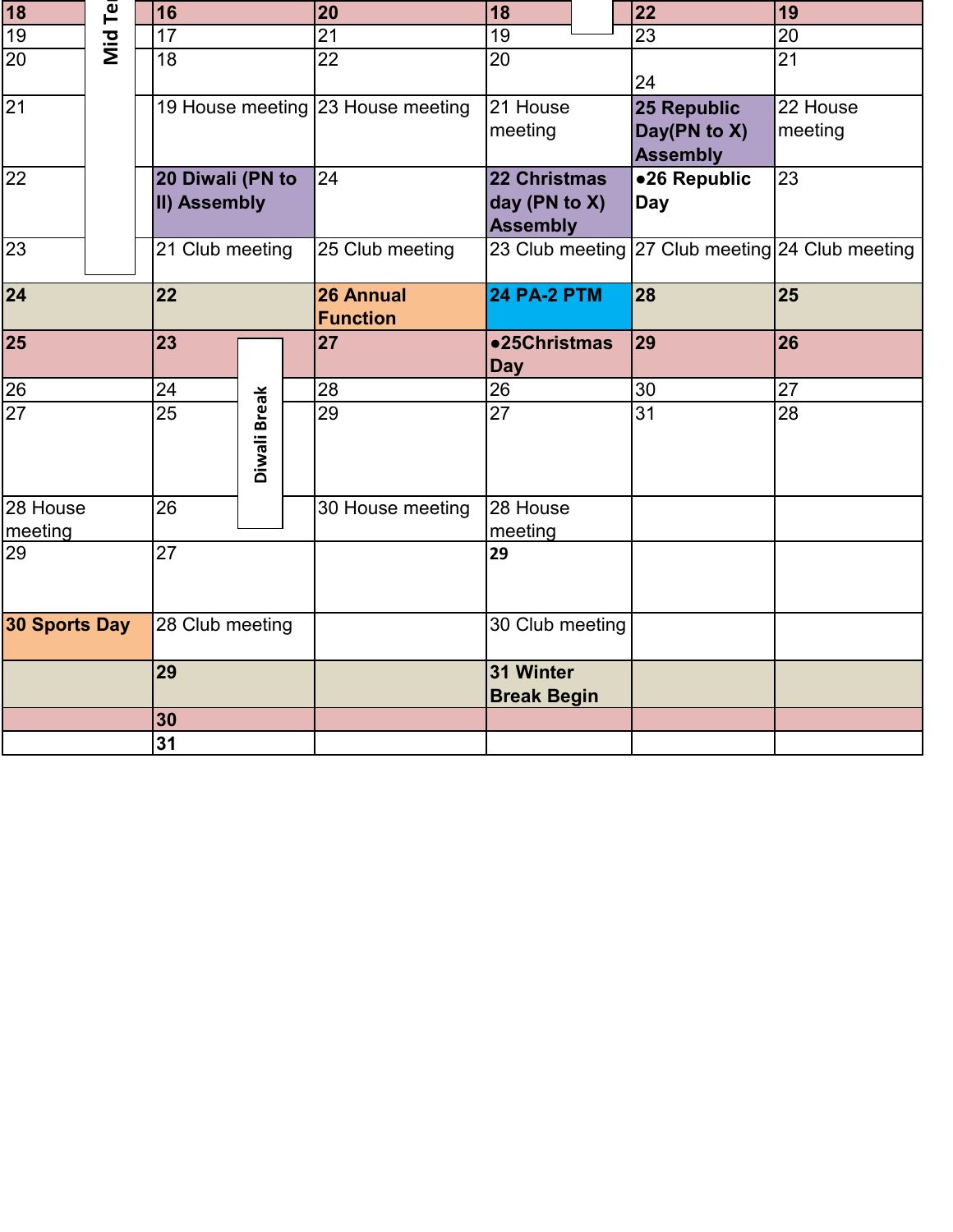| | | | | | | | |
|---|---|---|---|---|---|---|---|
| **18** | Mid Te | **16** | **20** | **18** | | **22** | **19** |
| 19 | | 17 | 21 | 19 | | 23 | 20 |
| 20 | | 18 | 22 | 20 | | 24 | 21 |
| 21 | | 19 House meeting | 23 House meeting | 21 House meeting | | **25 Republic Day(PN to X) Assembly** | 22 House meeting |
| 22 | | **20 Diwali (PN to II) Assembly** | 24 | **22 Christmas day (PN to X) Assembly** | | **●26 Republic Day** | 23 |
| 23 | | 21 Club meeting | 25 Club meeting | 23 Club meeting | | 27 Club meeting | 24 Club meeting |
| **24** | | **22** | **26 Annual Function** | **24 PA-2 PTM** | | **28** | **25** |
| **25** | | **23** | Diwali Break **27** | **●25Christmas Day** | | **29** | **26** |
| 26 | | 24 | 28 | 26 | | 30 | 27 |
| 27 | | 25 | 29 | 27 | | 31 | 28 |
| 28 House meeting | | 26 | 30 House meeting | 28 House meeting | | | |
| 29 | | 27 | | **29** | | | |
| **30 Sports Day** | | 28 Club meeting | | 30 Club meeting | | | |
| | | **29** | | **31 Winter Break Begin** | | | |
| | | **30** | | | | | |
| | | **31** | | | | | |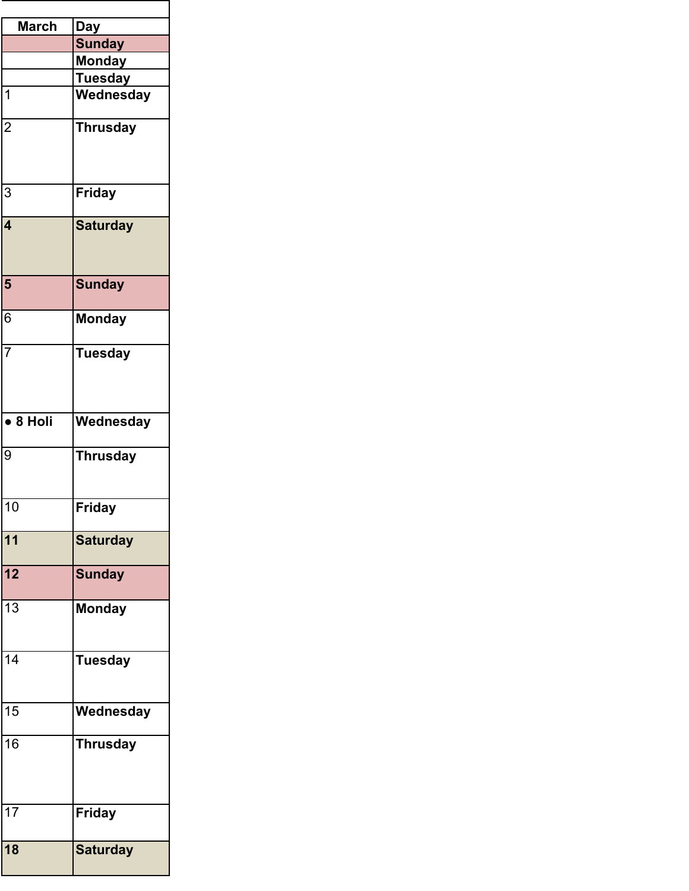| March | Day |
|---|---|
| | **Sunday** |
| | **Monday** |
| | **Tuesday** |
| 1 | **Wednesday** |
| 2 | **Thrusday** |
| 3 | **Friday** |
| **4** | **Saturday** |
| **5** | **Sunday** |
| 6 | **Monday** |
| 7 | **Tuesday** |
| **● 8 Holi** | **Wednesday** |
| 9 | **Thrusday** |
| 10 | **Friday** |
| **11** | **Saturday** |
| **12** | **Sunday** |
| 13 | **Monday** |
| 14 | **Tuesday** |
| 15 | **Wednesday** |
| 16 | **Thrusday** |
| 17 | **Friday** |
| **18** | **Saturday** |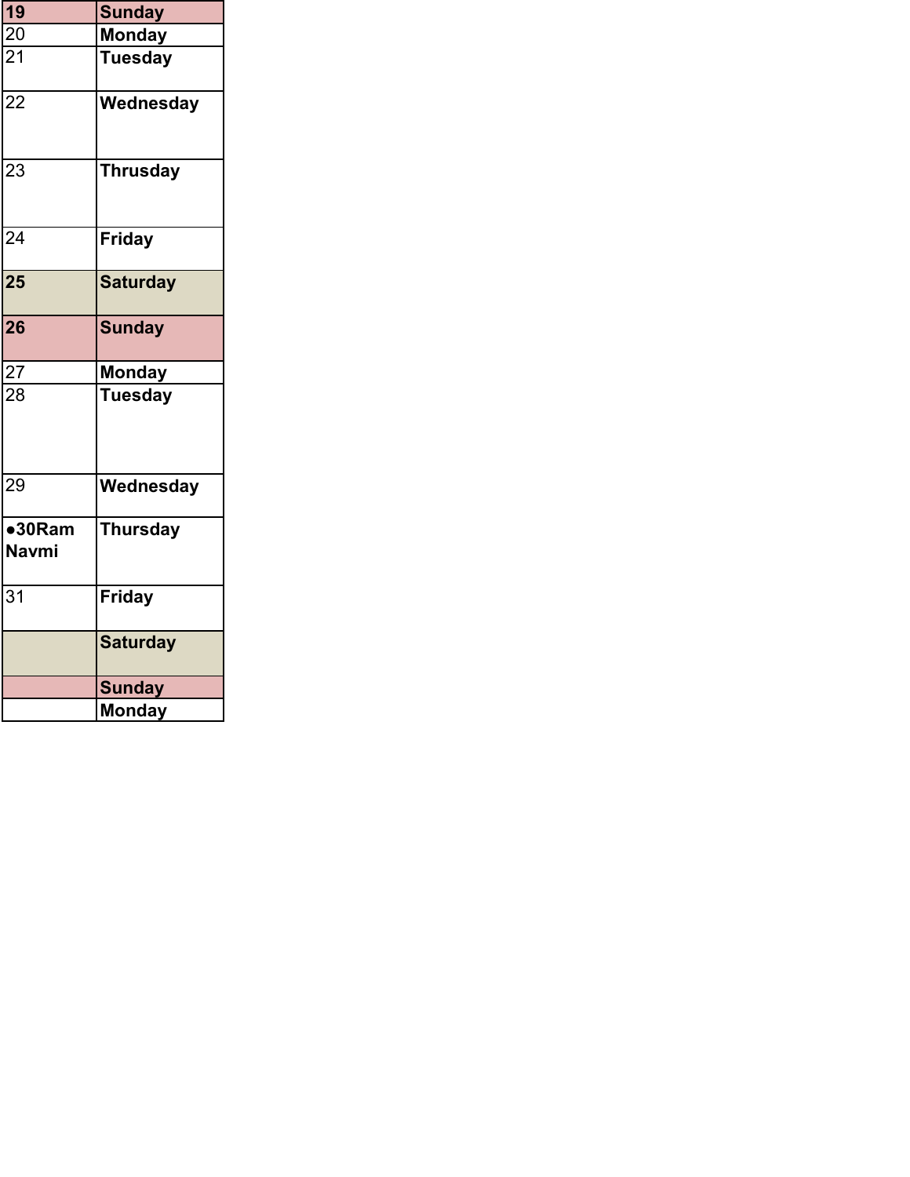| | |
|---|---|
| **19** | **Sunday** |
| 20 | **Monday** |
| 21 | **Tuesday** |
| 22 | **Wednesday** |
| 23 | **Thrusday** |
| 24 | **Friday** |
| **25** | **Saturday** |
| **26** | **Sunday** |
| 27 | **Monday** |
| 28 | **Tuesday** |
| 29 | **Wednesday** |
| **●30Ram Navmi** | **Thursday** |
| 31 | **Friday** |
| | **Saturday** |
| | **Sunday** |
| | **Monday** |